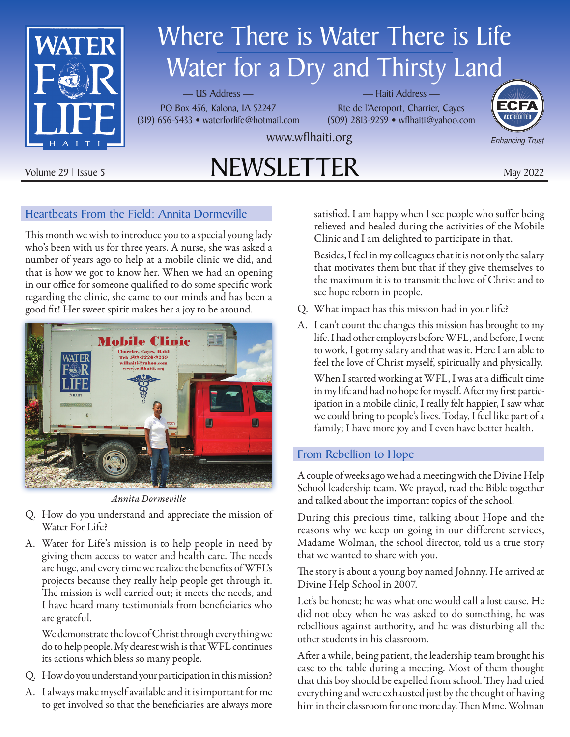# Where There is Water There is Life

## Water for a Dry and Thirsty Land

— US Address —
PO Box 456, Kalona, IA 52247
(319) 656-5433 • waterforlife@hotmail.com

— Haiti Address —
Rte de l'Aeroport, Charrier, Cayes
(509) 2813-9259 • wflhaiti@yahoo.com

www.wflhaiti.org

Enhancing Trust

# NEWSLETTER

Volume 29 | Issue 5 — May 2022

## Heartbeats From the Field: Annita Dormeville

This month we wish to introduce you to a special young lady who's been with us for three years. A nurse, she was asked a number of years ago to help at a mobile clinic we did, and that is how we got to know her. When we had an opening in our office for someone qualified to do some specific work regarding the clinic, she came to our minds and has been a good fit! Her sweet spirit makes her a joy to be around.

*Annita Dormeville*

Q. How do you understand and appreciate the mission of Water For Life?

A. Water for Life's mission is to help people in need by giving them access to water and health care. The needs are huge, and every time we realize the benefits of WFL's projects because they really help people get through it. The mission is well carried out; it meets the needs, and I have heard many testimonials from beneficiaries who are grateful.

We demonstrate the love of Christ through everything we do to help people. My dearest wish is that WFL continues its actions which bless so many people.

Q. How do you understand your participation in this mission?

A. I always make myself available and it is important for me to get involved so that the beneficiaries are always more satisfied. I am happy when I see people who suffer being relieved and healed during the activities of the Mobile Clinic and I am delighted to participate in that.

Besides, I feel in my colleagues that it is not only the salary that motivates them but that if they give themselves to the maximum it is to transmit the love of Christ and to see hope reborn in people.

Q. What impact has this mission had in your life?

A. I can't count the changes this mission has brought to my life. I had other employers before WFL, and before, I went to work, I got my salary and that was it. Here I am able to feel the love of Christ myself, spiritually and physically.

When I started working at WFL, I was at a difficult time in my life and had no hope for myself. After my first participation in a mobile clinic, I really felt happier, I saw what we could bring to people's lives. Today, I feel like part of a family; I have more joy and I even have better health.

## From Rebellion to Hope

A couple of weeks ago we had a meeting with the Divine Help School leadership team. We prayed, read the Bible together and talked about the important topics of the school.

During this precious time, talking about Hope and the reasons why we keep on going in our different services, Madame Wolman, the school director, told us a true story that we wanted to share with you.

The story is about a young boy named Johnny. He arrived at Divine Help School in 2007.

Let's be honest; he was what one would call a lost cause. He did not obey when he was asked to do something, he was rebellious against authority, and he was disturbing all the other students in his classroom.

After a while, being patient, the leadership team brought his case to the table during a meeting. Most of them thought that this boy should be expelled from school. They had tried everything and were exhausted just by the thought of having him in their classroom for one more day. Then Mme. Wolman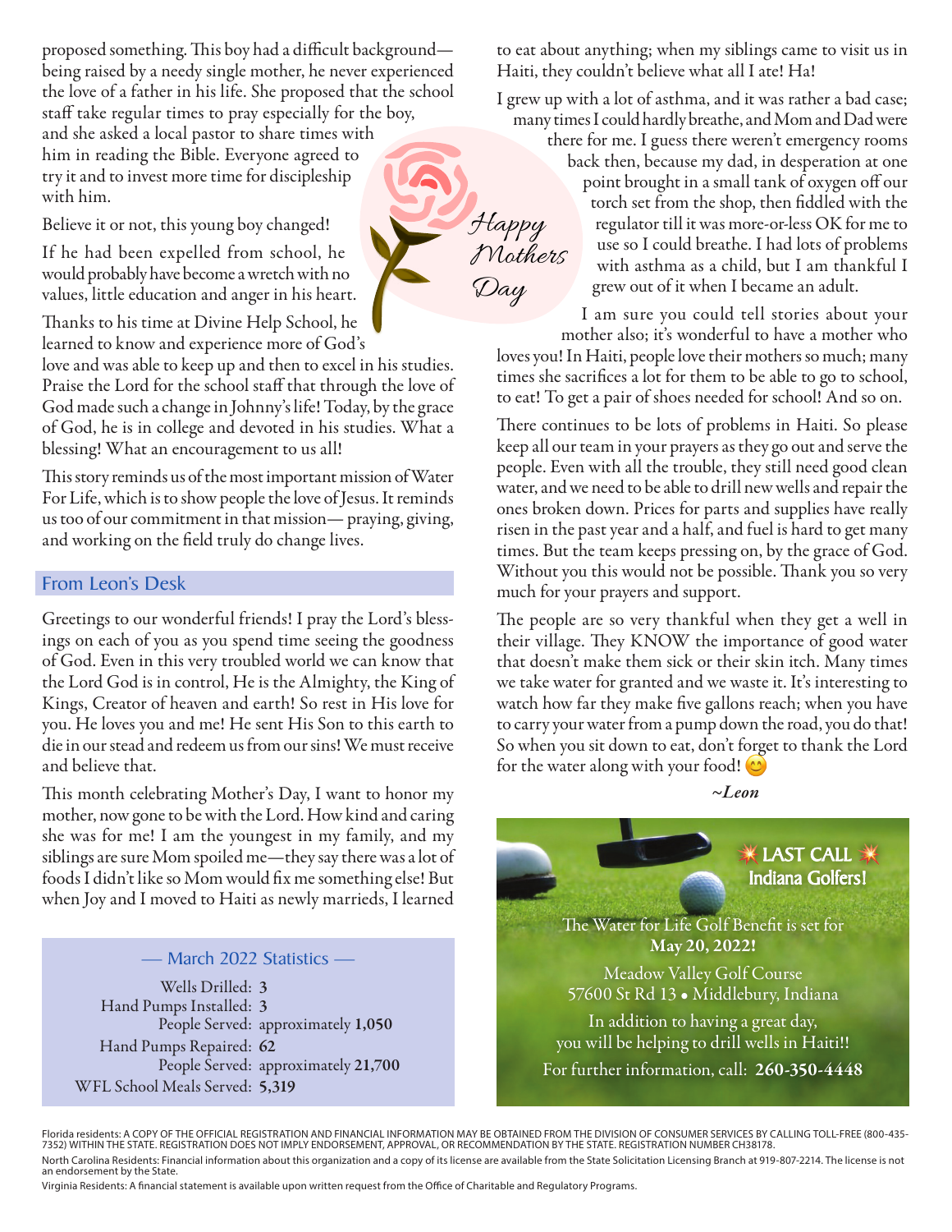proposed something. This boy had a difficult background—being raised by a needy single mother, he never experienced the love of a father in his life. She proposed that the school staff take regular times to pray especially for the boy, and she asked a local pastor to share times with him in reading the Bible. Everyone agreed to try it and to invest more time for discipleship with him.

Believe it or not, this young boy changed!

If he had been expelled from school, he would probably have become a wretch with no values, little education and anger in his heart.

Thanks to his time at Divine Help School, he learned to know and experience more of God's love and was able to keep up and then to excel in his studies. Praise the Lord for the school staff that through the love of God made such a change in Johnny's life! Today, by the grace of God, he is in college and devoted in his studies. What a blessing! What an encouragement to us all!

This story reminds us of the most important mission of Water For Life, which is to show people the love of Jesus. It reminds us too of our commitment in that mission— praying, giving, and working on the field truly do change lives.

## From Leon's Desk

Greetings to our wonderful friends! I pray the Lord's blessings on each of you as you spend time seeing the goodness of God. Even in this very troubled world we can know that the Lord God is in control, He is the Almighty, the King of Kings, Creator of heaven and earth! So rest in His love for you. He loves you and me! He sent His Son to this earth to die in our stead and redeem us from our sins! We must receive and believe that.

This month celebrating Mother's Day, I want to honor my mother, now gone to be with the Lord. How kind and caring she was for me! I am the youngest in my family, and my siblings are sure Mom spoiled me—they say there was a lot of foods I didn't like so Mom would fix me something else! But when Joy and I moved to Haiti as newly marrieds, I learned to eat about anything; when my siblings came to visit us in Haiti, they couldn't believe what all I ate! Ha!

*Happy Mothers Day*

I grew up with a lot of asthma, and it was rather a bad case; many times I could hardly breathe, and Mom and Dad were there for me. I guess there weren't emergency rooms back then, because my dad, in desperation at one point brought in a small tank of oxygen off our torch set from the shop, then fiddled with the regulator till it was more-or-less OK for me to use so I could breathe. I had lots of problems with asthma as a child, but I am thankful I grew out of it when I became an adult.

I am sure you could tell stories about your mother also; it's wonderful to have a mother who loves you! In Haiti, people love their mothers so much; many times she sacrifices a lot for them to be able to go to school, to eat! To get a pair of shoes needed for school! And so on.

There continues to be lots of problems in Haiti. So please keep all our team in your prayers as they go out and serve the people. Even with all the trouble, they still need good clean water, and we need to be able to drill new wells and repair the ones broken down. Prices for parts and supplies have really risen in the past year and a half, and fuel is hard to get many times. But the team keeps pressing on, by the grace of God. Without you this would not be possible. Thank you so very much for your prayers and support.

The people are so very thankful when they get a well in their village. They KNOW the importance of good water that doesn't make them sick or their skin itch. Many times we take water for granted and we waste it. It's interesting to watch how far they make five gallons reach; when you have to carry your water from a pump down the road, you do that! So when you sit down to eat, don't forget to thank the Lord for the water along with your food! 😊

*~Leon*

### — March 2022 Statistics —

| | |
|---|---|
| Wells Drilled: | **3** |
| Hand Pumps Installed: | **3** |
| People Served: | approximately **1,050** |
| Hand Pumps Repaired: | **62** |
| People Served: | approximately **21,700** |
| WFL School Meals Served: | **5,319** |

### 💥 LAST CALL 💥 Indiana Golfers!

The Water for Life Golf Benefit is set for **May 20, 2022!**

Meadow Valley Golf Course
57600 St Rd 13 • Middlebury, Indiana

In addition to having a great day, you will be helping to drill wells in Haiti!!

For further information, call: **260-350-4448**

Florida residents: A COPY OF THE OFFICIAL REGISTRATION AND FINANCIAL INFORMATION MAY BE OBTAINED FROM THE DIVISION OF CONSUMER SERVICES BY CALLING TOLL-FREE (800-435-7352) WITHIN THE STATE. REGISTRATION DOES NOT IMPLY ENDORSEMENT, APPROVAL, OR RECOMMENDATION BY THE STATE. REGISTRATION NUMBER CH38178.

North Carolina Residents: Financial information about this organization and a copy of its license are available from the State Solicitation Licensing Branch at 919-807-2214. The license is not an endorsement by the State.

Virginia Residents: A financial statement is available upon written request from the Office of Charitable and Regulatory Programs.